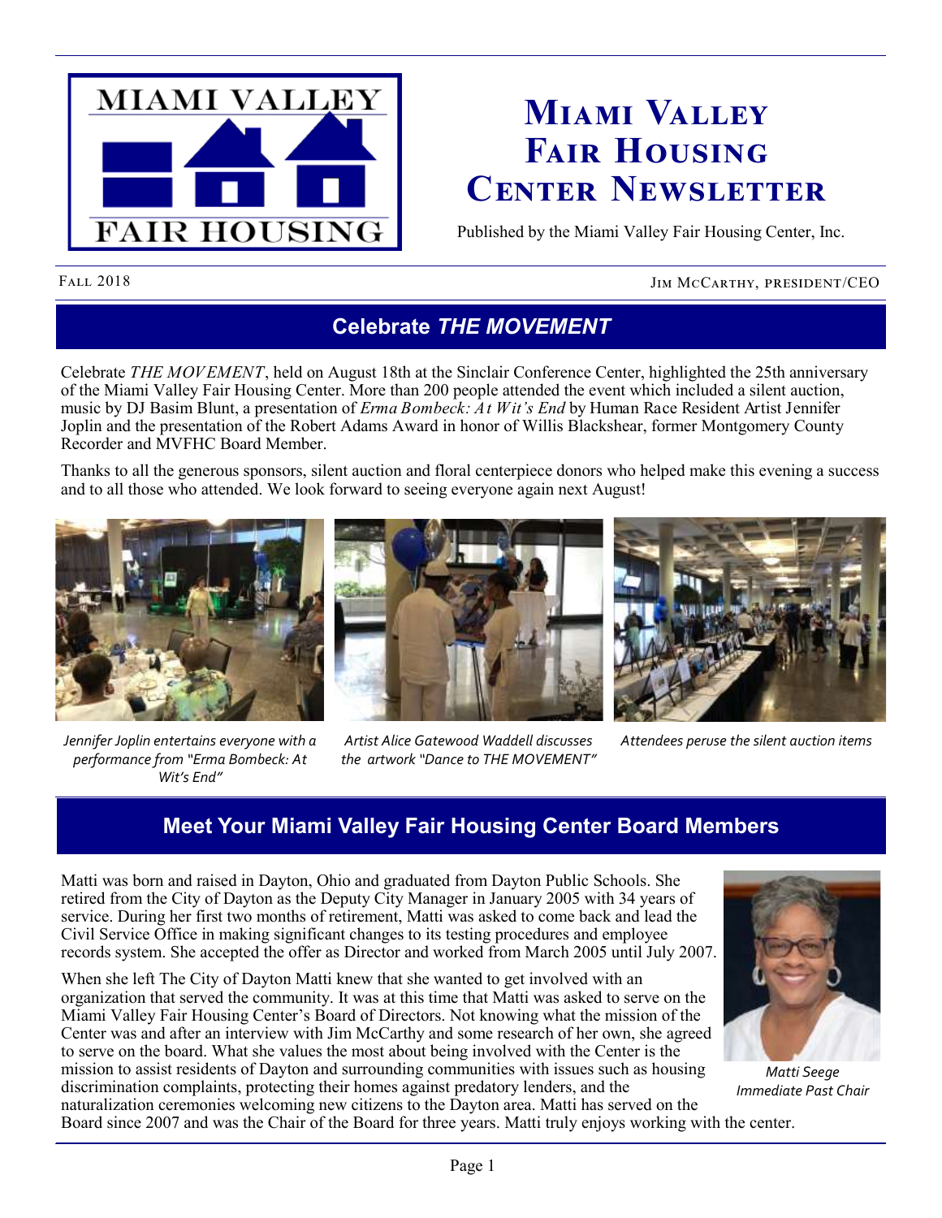# Miami Valley Fair Housing Center Newsletter

Published by the Miami Valley Fair Housing Center, Inc.

Fall 2018 — Jim McCarthy, president/CEO

## Celebrate *THE MOVEMENT*

Celebrate *THE MOVEMENT*, held on August 18th at the Sinclair Conference Center, highlighted the 25th anniversary of the Miami Valley Fair Housing Center. More than 200 people attended the event which included a silent auction, music by DJ Basim Blunt, a presentation of *Erma Bombeck: At Wit's End* by Human Race Resident Artist Jennifer Joplin and the presentation of the Robert Adams Award in honor of Willis Blackshear, former Montgomery County Recorder and MVFHC Board Member.

Thanks to all the generous sponsors, silent auction and floral centerpiece donors who helped make this evening a success and to all those who attended. We look forward to seeing everyone again next August!

*Jennifer Joplin entertains everyone with a performance from "Erma Bombeck: At Wit's End"*

*Artist Alice Gatewood Waddell discusses the artwork "Dance to THE MOVEMENT"*

*Attendees peruse the silent auction items*

## Meet Your Miami Valley Fair Housing Center Board Members

Matti was born and raised in Dayton, Ohio and graduated from Dayton Public Schools. She retired from the City of Dayton as the Deputy City Manager in January 2005 with 34 years of service. During her first two months of retirement, Matti was asked to come back and lead the Civil Service Office in making significant changes to its testing procedures and employee records system. She accepted the offer as Director and worked from March 2005 until July 2007.

When she left The City of Dayton Matti knew that she wanted to get involved with an organization that served the community. It was at this time that Matti was asked to serve on the Miami Valley Fair Housing Center's Board of Directors. Not knowing what the mission of the Center was and after an interview with Jim McCarthy and some research of her own, she agreed to serve on the board. What she values the most about being involved with the Center is the mission to assist residents of Dayton and surrounding communities with issues such as housing discrimination complaints, protecting their homes against predatory lenders, and the naturalization ceremonies welcoming new citizens to the Dayton area. Matti has served on the Board since 2007 and was the Chair of the Board for three years. Matti truly enjoys working with the center.

*Matti Seege*
*Immediate Past Chair*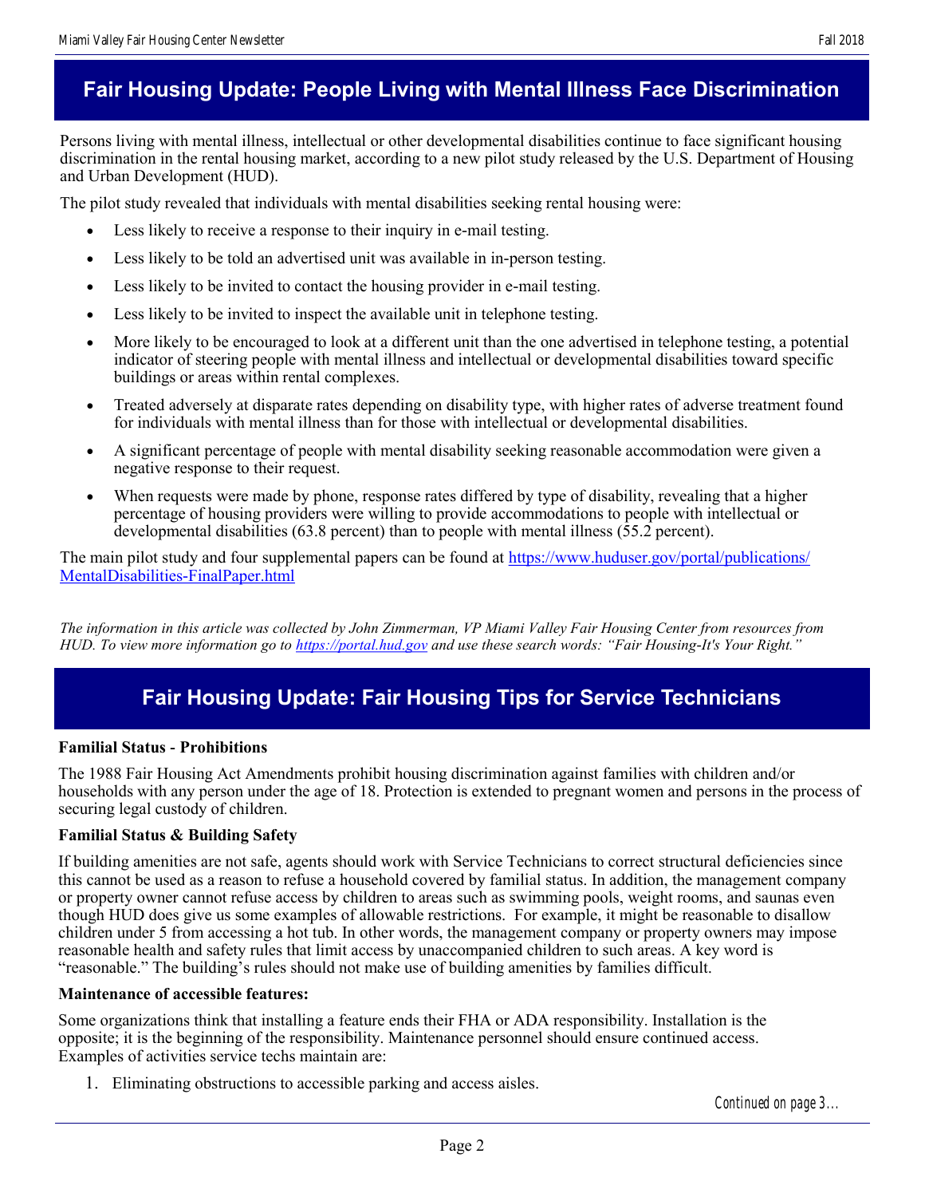## Fair Housing Update: People Living with Mental Illness Face Discrimination

Persons living with mental illness, intellectual or other developmental disabilities continue to face significant housing discrimination in the rental housing market, according to a new pilot study released by the U.S. Department of Housing and Urban Development (HUD).

The pilot study revealed that individuals with mental disabilities seeking rental housing were:

- Less likely to receive a response to their inquiry in e-mail testing.
- Less likely to be told an advertised unit was available in in-person testing.
- Less likely to be invited to contact the housing provider in e-mail testing.
- Less likely to be invited to inspect the available unit in telephone testing.
- More likely to be encouraged to look at a different unit than the one advertised in telephone testing, a potential indicator of steering people with mental illness and intellectual or developmental disabilities toward specific buildings or areas within rental complexes.
- Treated adversely at disparate rates depending on disability type, with higher rates of adverse treatment found for individuals with mental illness than for those with intellectual or developmental disabilities.
- A significant percentage of people with mental disability seeking reasonable accommodation were given a negative response to their request.
- When requests were made by phone, response rates differed by type of disability, revealing that a higher percentage of housing providers were willing to provide accommodations to people with intellectual or developmental disabilities (63.8 percent) than to people with mental illness (55.2 percent).

The main pilot study and four supplemental papers can be found at https://www.huduser.gov/portal/publications/MentalDisabilities-FinalPaper.html

*The information in this article was collected by John Zimmerman, VP Miami Valley Fair Housing Center from resources from HUD. To view more information go to https://portal.hud.gov and use these search words: "Fair Housing-It's Your Right."*

## Fair Housing Update: Fair Housing Tips for Service Technicians

**Familial Status - Prohibitions**

The 1988 Fair Housing Act Amendments prohibit housing discrimination against families with children and/or households with any person under the age of 18. Protection is extended to pregnant women and persons in the process of securing legal custody of children.

**Familial Status & Building Safety**

If building amenities are not safe, agents should work with Service Technicians to correct structural deficiencies since this cannot be used as a reason to refuse a household covered by familial status. In addition, the management company or property owner cannot refuse access by children to areas such as swimming pools, weight rooms, and saunas even though HUD does give us some examples of allowable restrictions. For example, it might be reasonable to disallow children under 5 from accessing a hot tub. In other words, the management company or property owners may impose reasonable health and safety rules that limit access by unaccompanied children to such areas. A key word is "reasonable." The building's rules should not make use of building amenities by families difficult.

**Maintenance of accessible features:**

Some organizations think that installing a feature ends their FHA or ADA responsibility. Installation is the opposite; it is the beginning of the responsibility. Maintenance personnel should ensure continued access. Examples of activities service techs maintain are:

1. Eliminating obstructions to accessible parking and access aisles.

*Continued on page 3…*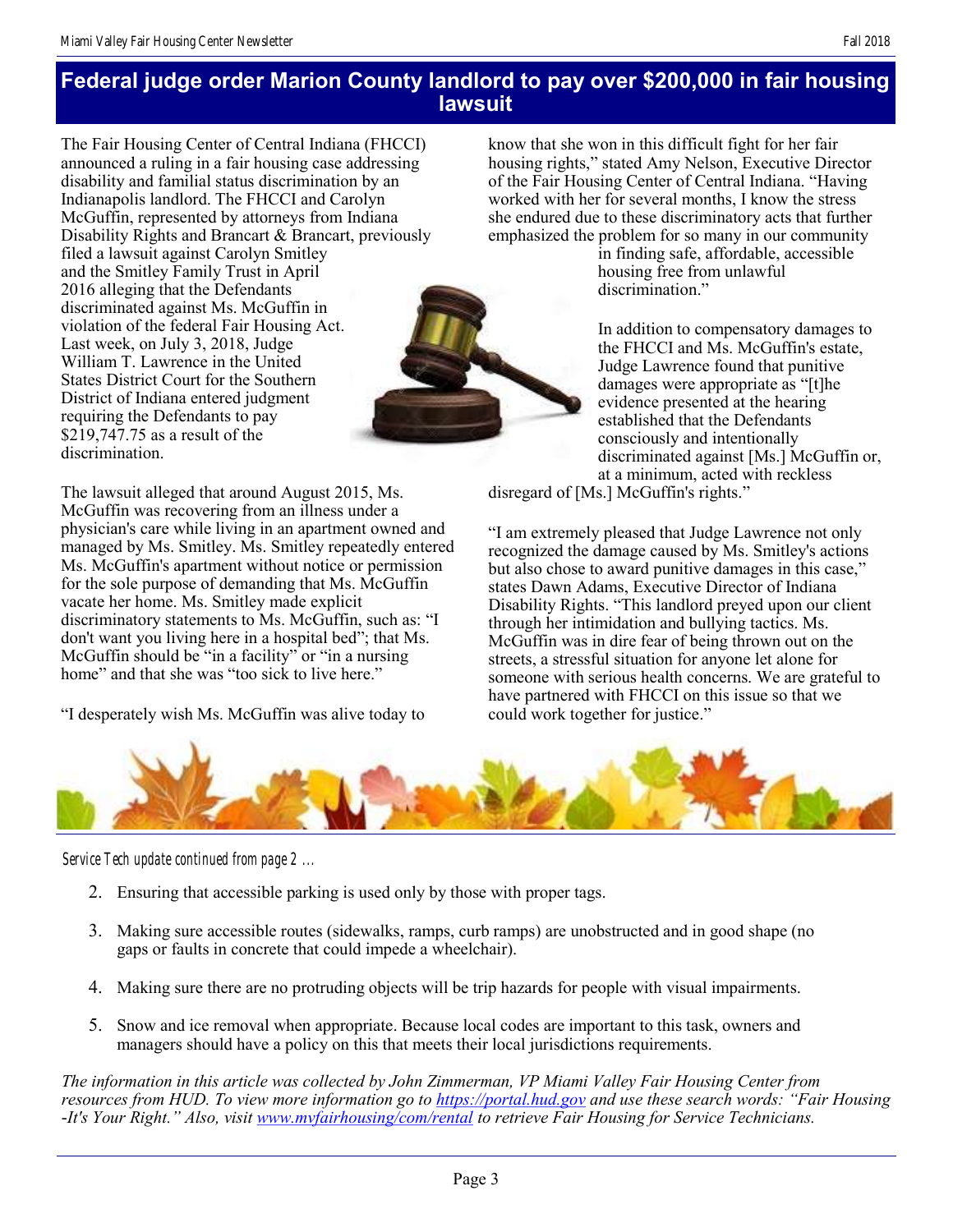# Federal judge order Marion County landlord to pay over $200,000 in fair housing lawsuit

The Fair Housing Center of Central Indiana (FHCCI) announced a ruling in a fair housing case addressing disability and familial status discrimination by an Indianapolis landlord. The FHCCI and Carolyn McGuffin, represented by attorneys from Indiana Disability Rights and Brancart & Brancart, previously filed a lawsuit against Carolyn Smitley and the Smitley Family Trust in April 2016 alleging that the Defendants discriminated against Ms. McGuffin in violation of the federal Fair Housing Act. Last week, on July 3, 2018, Judge William T. Lawrence in the United States District Court for the Southern District of Indiana entered judgment requiring the Defendants to pay $219,747.75 as a result of the discrimination.

The lawsuit alleged that around August 2015, Ms. McGuffin was recovering from an illness under a physician's care while living in an apartment owned and managed by Ms. Smitley. Ms. Smitley repeatedly entered Ms. McGuffin's apartment without notice or permission for the sole purpose of demanding that Ms. McGuffin vacate her home. Ms. Smitley made explicit discriminatory statements to Ms. McGuffin, such as: "I don't want you living here in a hospital bed"; that Ms. McGuffin should be "in a facility" or "in a nursing home" and that she was "too sick to live here."

"I desperately wish Ms. McGuffin was alive today to know that she won in this difficult fight for her fair housing rights," stated Amy Nelson, Executive Director of the Fair Housing Center of Central Indiana. "Having worked with her for several months, I know the stress she endured due to these discriminatory acts that further emphasized the problem for so many in our community in finding safe, affordable, accessible housing free from unlawful discrimination."

In addition to compensatory damages to the FHCCI and Ms. McGuffin's estate, Judge Lawrence found that punitive damages were appropriate as "[t]he evidence presented at the hearing established that the Defendants consciously and intentionally discriminated against [Ms.] McGuffin or, at a minimum, acted with reckless disregard of [Ms.] McGuffin's rights."

"I am extremely pleased that Judge Lawrence not only recognized the damage caused by Ms. Smitley's actions but also chose to award punitive damages in this case," states Dawn Adams, Executive Director of Indiana Disability Rights. "This landlord preyed upon our client through her intimidation and bullying tactics. Ms. McGuffin was in dire fear of being thrown out on the streets, a stressful situation for anyone let alone for someone with serious health concerns. We are grateful to have partnered with FHCCI on this issue so that we could work together for justice."

*Service Tech update continued from page 2 …*

2. Ensuring that accessible parking is used only by those with proper tags.
3. Making sure accessible routes (sidewalks, ramps, curb ramps) are unobstructed and in good shape (no gaps or faults in concrete that could impede a wheelchair).
4. Making sure there are no protruding objects will be trip hazards for people with visual impairments.
5. Snow and ice removal when appropriate. Because local codes are important to this task, owners and managers should have a policy on this that meets their local jurisdictions requirements.

*The information in this article was collected by John Zimmerman, VP Miami Valley Fair Housing Center from resources from HUD. To view more information go to [https://portal.hud.gov](https://portal.hud.gov) and use these search words: "Fair Housing -It's Your Right." Also, visit [www.mvfairhousing/com/rental](www.mvfairhousing/com/rental) to retrieve Fair Housing for Service Technicians.*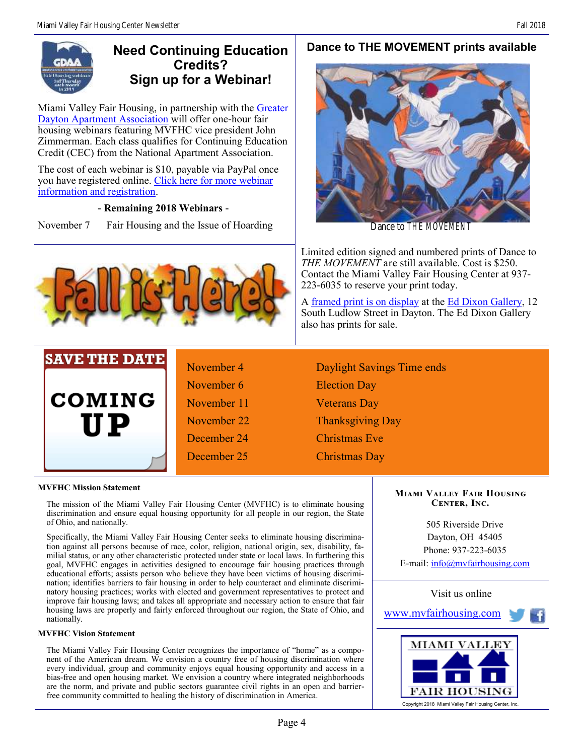## Need Continuing Education Credits? Sign up for a Webinar!

Miami Valley Fair Housing, in partnership with the Greater Dayton Apartment Association will offer one-hour fair housing webinars featuring MVFHC vice president John Zimmerman. Each class qualifies for Continuing Education Credit (CEC) from the National Apartment Association.

The cost of each webinar is $10, payable via PayPal once you have registered online. Click here for more webinar information and registration.

**- Remaining 2018 Webinars -**

November 7 Fair Housing and the Issue of Hoarding

Fall is Here!

## Dance to THE MOVEMENT prints available

Dance to *THE MOVEMENT*

Limited edition signed and numbered prints of Dance to *THE MOVEMENT* are still available. Cost is $250. Contact the Miami Valley Fair Housing Center at 937-223-6035 to reserve your print today.

A framed print is on display at the Ed Dixon Gallery, 12 South Ludlow Street in Dayton. The Ed Dixon Gallery also has prints for sale.

## SAVE THE DATE — COMING UP

| | |
|---|---|
| November 4 | Daylight Savings Time ends |
| November 6 | Election Day |
| November 11 | Veterans Day |
| November 22 | Thanksgiving Day |
| December 24 | Christmas Eve |
| December 25 | Christmas Day |

**MVFHC Mission Statement**

The mission of the Miami Valley Fair Housing Center (MVFHC) is to eliminate housing discrimination and ensure equal housing opportunity for all people in our region, the State of Ohio, and nationally.

Specifically, the Miami Valley Fair Housing Center seeks to eliminate housing discrimination against all persons because of race, color, religion, national origin, sex, disability, familial status, or any other characteristic protected under state or local laws. In furthering this goal, MVFHC engages in activities designed to encourage fair housing practices through educational efforts; assists person who believe they have been victims of housing discrimination; identifies barriers to fair housing in order to help counteract and eliminate discriminatory housing practices; works with elected and government representatives to protect and improve fair housing laws; and takes all appropriate and necessary action to ensure that fair housing laws are properly and fairly enforced throughout our region, the State of Ohio, and nationally.

**MVFHC Vision Statement**

The Miami Valley Fair Housing Center recognizes the importance of "home" as a component of the American dream. We envision a country free of housing discrimination where every individual, group and community enjoys equal housing opportunity and access in a bias-free and open housing market. We envision a country where integrated neighborhoods are the norm, and private and public sectors guarantee civil rights in an open and barrier-free community committed to healing the history of discrimination in America.

**Miami Valley Fair Housing Center, Inc.**

505 Riverside Drive
Dayton, OH 45405
Phone: 937-223-6035
E-mail: info@mvfairhousing.com

Visit us online

www.mvfairhousing.com

MIAMI VALLEY FAIR HOUSING

Copyright 2018 Miami Valley Fair Housing Center, Inc.